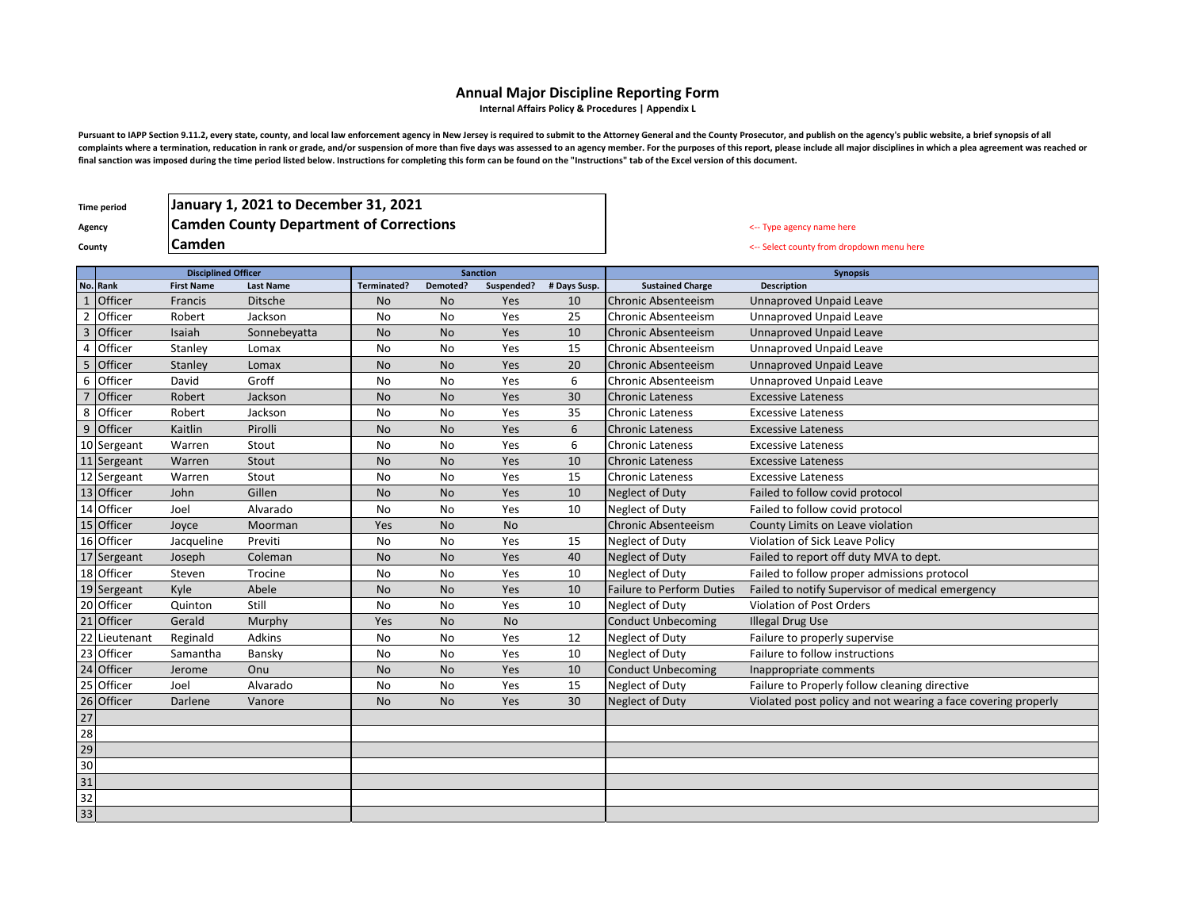# Annual Major Discipline Reporting Form

**Internal Affairs Policy & Procedures | Appendix L**

**Pursuant to IAPP Section 9.11.2, every state, county, and local law enforcement agency in New Jersey is required to submit to the Attorney General and the County Prosecutor, and publish on the agency's public website, a brief synopsis of all complaints where a termination, reducation in rank or grade, and/or suspension of more than five days was assessed to an agency member. For the purposes of this report, please include all major disciplines in which a plea agreement was reached or final sanction was imposed during the time period listed below. Instructions for completing this form can be found on the "Instructions" tab of the Excel version of this document.**

| | |
|---|---|
| **Time period** | **January 1, 2021 to December 31, 2021** |
| **Agency** | **Camden County Department of Corrections** |
| **County** | **Camden** |

<-- Type agency name here

<-- Select county from dropdown menu here

| | Disciplined Officer | | | Sanction | | | | Synopsis | |
|---|---|---|---|---|---|---|---|---|---|
| **No.** | **Rank** | **First Name** | **Last Name** | **Terminated?** | **Demoted?** | **Suspended?** | **# Days Susp.** | **Sustained Charge** | **Description** |
| 1 | Officer | Francis | Ditsche | No | No | Yes | 10 | Chronic Absenteeism | Unnaproved Unpaid Leave |
| 2 | Officer | Robert | Jackson | No | No | Yes | 25 | Chronic Absenteeism | Unnaproved Unpaid Leave |
| 3 | Officer | Isaiah | Sonnebeyatta | No | No | Yes | 10 | Chronic Absenteeism | Unnaproved Unpaid Leave |
| 4 | Officer | Stanley | Lomax | No | No | Yes | 15 | Chronic Absenteeism | Unnaproved Unpaid Leave |
| 5 | Officer | Stanley | Lomax | No | No | Yes | 20 | Chronic Absenteeism | Unnaproved Unpaid Leave |
| 6 | Officer | David | Groff | No | No | Yes | 6 | Chronic Absenteeism | Unnaproved Unpaid Leave |
| 7 | Officer | Robert | Jackson | No | No | Yes | 30 | Chronic Lateness | Excessive Lateness |
| 8 | Officer | Robert | Jackson | No | No | Yes | 35 | Chronic Lateness | Excessive Lateness |
| 9 | Officer | Kaitlin | Pirolli | No | No | Yes | 6 | Chronic Lateness | Excessive Lateness |
| 10 | Sergeant | Warren | Stout | No | No | Yes | 6 | Chronic Lateness | Excessive Lateness |
| 11 | Sergeant | Warren | Stout | No | No | Yes | 10 | Chronic Lateness | Excessive Lateness |
| 12 | Sergeant | Warren | Stout | No | No | Yes | 15 | Chronic Lateness | Excessive Lateness |
| 13 | Officer | John | Gillen | No | No | Yes | 10 | Neglect of Duty | Failed to follow covid protocol |
| 14 | Officer | Joel | Alvarado | No | No | Yes | 10 | Neglect of Duty | Failed to follow covid protocol |
| 15 | Officer | Joyce | Moorman | Yes | No | No | | Chronic Absenteeism | County Limits on Leave violation |
| 16 | Officer | Jacqueline | Previti | No | No | Yes | 15 | Neglect of Duty | Violation of Sick Leave Policy |
| 17 | Sergeant | Joseph | Coleman | No | No | Yes | 40 | Neglect of Duty | Failed to report off duty MVA to dept. |
| 18 | Officer | Steven | Trocine | No | No | Yes | 10 | Neglect of Duty | Failed to follow proper admissions protocol |
| 19 | Sergeant | Kyle | Abele | No | No | Yes | 10 | Failure to Perform Duties | Failed to notify Supervisor of medical emergency |
| 20 | Officer | Quinton | Still | No | No | Yes | 10 | Neglect of Duty | Violation of Post Orders |
| 21 | Officer | Gerald | Murphy | Yes | No | No | | Conduct Unbecoming | Illegal Drug Use |
| 22 | Lieutenant | Reginald | Adkins | No | No | Yes | 12 | Neglect of Duty | Failure to properly supervise |
| 23 | Officer | Samantha | Bansky | No | No | Yes | 10 | Neglect of Duty | Failure to follow instructions |
| 24 | Officer | Jerome | Onu | No | No | Yes | 10 | Conduct Unbecoming | Inappropriate comments |
| 25 | Officer | Joel | Alvarado | No | No | Yes | 15 | Neglect of Duty | Failure to Properly follow cleaning directive |
| 26 | Officer | Darlene | Vanore | No | No | Yes | 30 | Neglect of Duty | Violated post policy and not wearing a face covering properly |
| 27 | | | | | | | | | |
| 28 | | | | | | | | | |
| 29 | | | | | | | | | |
| 30 | | | | | | | | | |
| 31 | | | | | | | | | |
| 32 | | | | | | | | | |
| 33 | | | | | | | | | |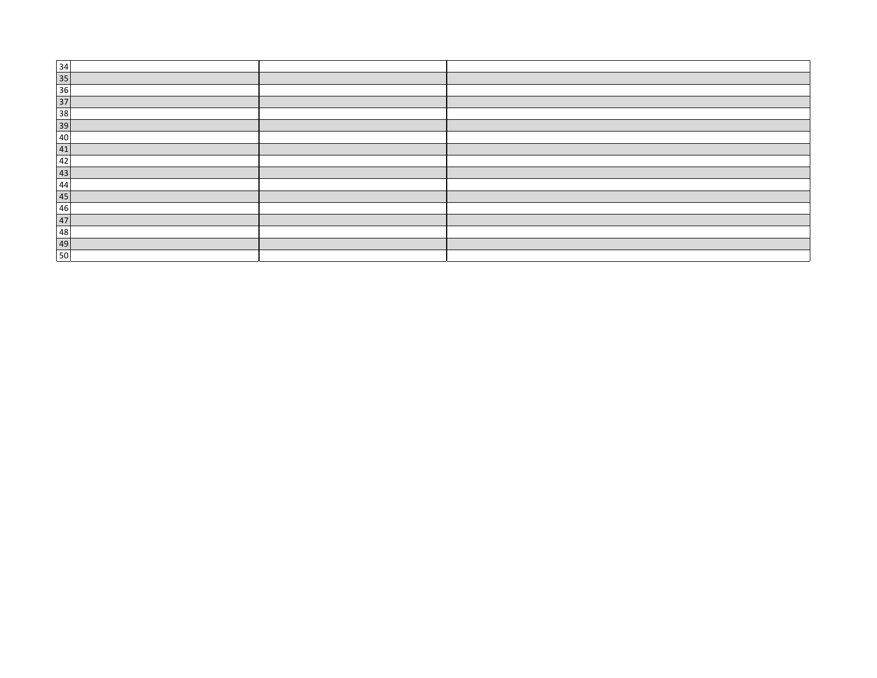| | | | |
|---|---|---|---|
| 34 | | | |
| 35 | | | |
| 36 | | | |
| 37 | | | |
| 38 | | | |
| 39 | | | |
| 40 | | | |
| 41 | | | |
| 42 | | | |
| 43 | | | |
| 44 | | | |
| 45 | | | |
| 46 | | | |
| 47 | | | |
| 48 | | | |
| 49 | | | |
| 50 | | | |